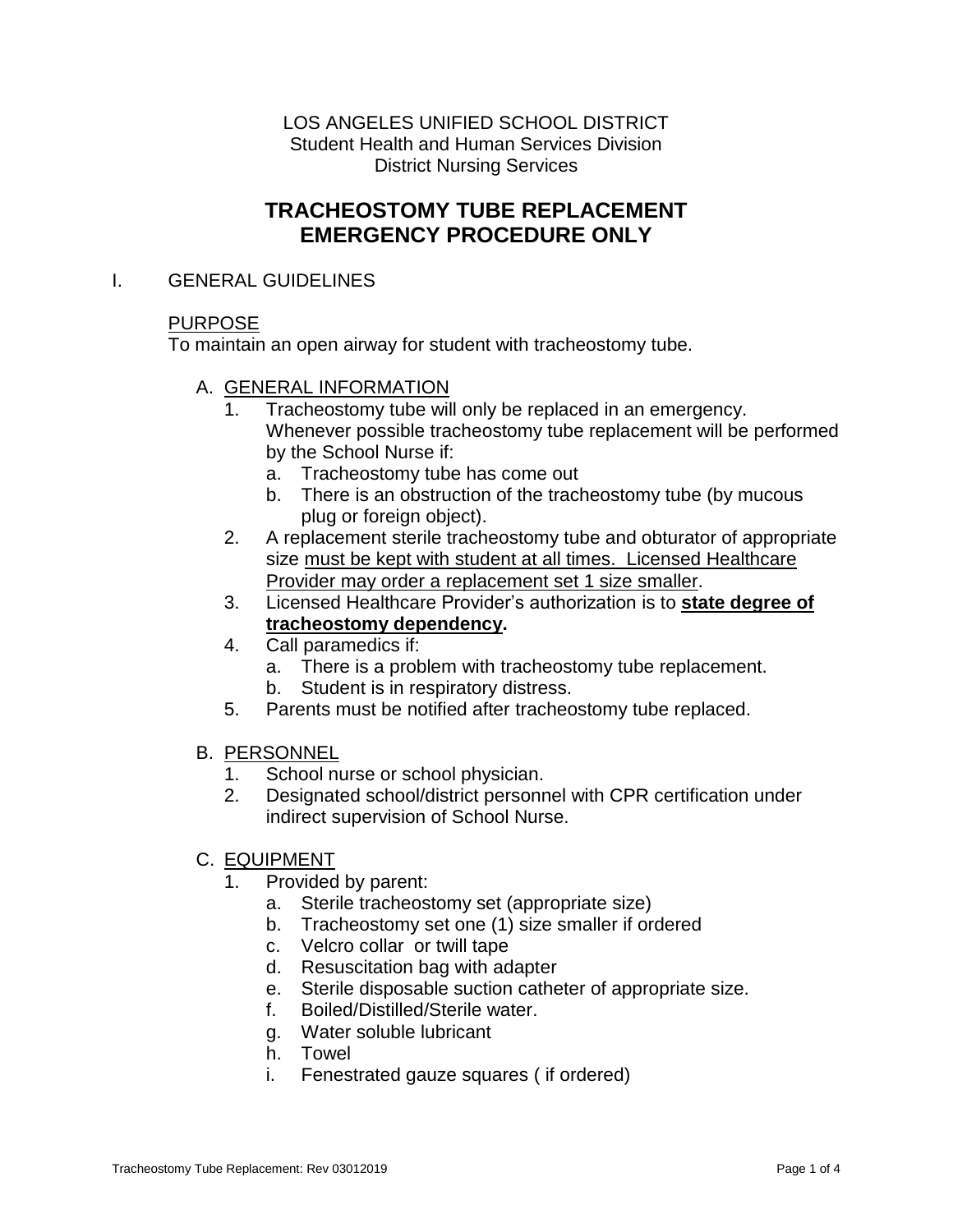LOS ANGELES UNIFIED SCHOOL DISTRICT
Student Health and Human Services Division
District Nursing Services

# TRACHEOSTOMY TUBE REPLACEMENT EMERGENCY PROCEDURE ONLY

## I. GENERAL GUIDELINES

PURPOSE

To maintain an open airway for student with tracheostomy tube.

### A. GENERAL INFORMATION

1. Tracheostomy tube will only be replaced in an emergency. Whenever possible tracheostomy tube replacement will be performed by the School Nurse if:
   a. Tracheostomy tube has come out
   b. There is an obstruction of the tracheostomy tube (by mucous plug or foreign object).
2. A replacement sterile tracheostomy tube and obturator of appropriate size must be kept with student at all times. Licensed Healthcare Provider may order a replacement set 1 size smaller.
3. Licensed Healthcare Provider's authorization is to **state degree of tracheostomy dependency.**
4. Call paramedics if:
   a. There is a problem with tracheostomy tube replacement.
   b. Student is in respiratory distress.
5. Parents must be notified after tracheostomy tube replaced.

### B. PERSONNEL

1. School nurse or school physician.
2. Designated school/district personnel with CPR certification under indirect supervision of School Nurse.

### C. EQUIPMENT

1. Provided by parent:
   a. Sterile tracheostomy set (appropriate size)
   b. Tracheostomy set one (1) size smaller if ordered
   c. Velcro collar or twill tape
   d. Resuscitation bag with adapter
   e. Sterile disposable suction catheter of appropriate size.
   f. Boiled/Distilled/Sterile water.
   g. Water soluble lubricant
   h. Towel
   i. Fenestrated gauze squares ( if ordered)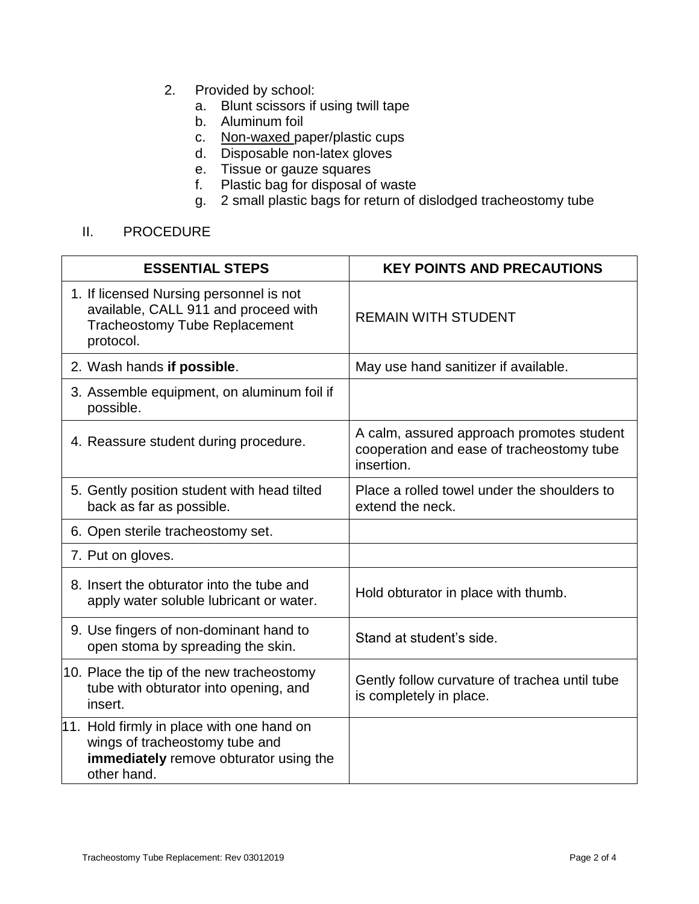2. Provided by school:
   a. Blunt scissors if using twill tape
   b. Aluminum foil
   c. Non-waxed paper/plastic cups
   d. Disposable non-latex gloves
   e. Tissue or gauze squares
   f. Plastic bag for disposal of waste
   g. 2 small plastic bags for return of dislodged tracheostomy tube

## II. PROCEDURE

| ESSENTIAL STEPS | KEY POINTS AND PRECAUTIONS |
|---|---|
| 1. If licensed Nursing personnel is not available, CALL 911 and proceed with Tracheostomy Tube Replacement protocol. | REMAIN WITH STUDENT |
| 2. Wash hands **if possible**. | May use hand sanitizer if available. |
| 3. Assemble equipment, on aluminum foil if possible. | |
| 4. Reassure student during procedure. | A calm, assured approach promotes student cooperation and ease of tracheostomy tube insertion. |
| 5. Gently position student with head tilted back as far as possible. | Place a rolled towel under the shoulders to extend the neck. |
| 6. Open sterile tracheostomy set. | |
| 7. Put on gloves. | |
| 8. Insert the obturator into the tube and apply water soluble lubricant or water. | Hold obturator in place with thumb. |
| 9. Use fingers of non-dominant hand to open stoma by spreading the skin. | Stand at student's side. |
| 10. Place the tip of the new tracheostomy tube with obturator into opening, and insert. | Gently follow curvature of trachea until tube is completely in place. |
| 11. Hold firmly in place with one hand on wings of tracheostomy tube and **immediately** remove obturator using the other hand. | |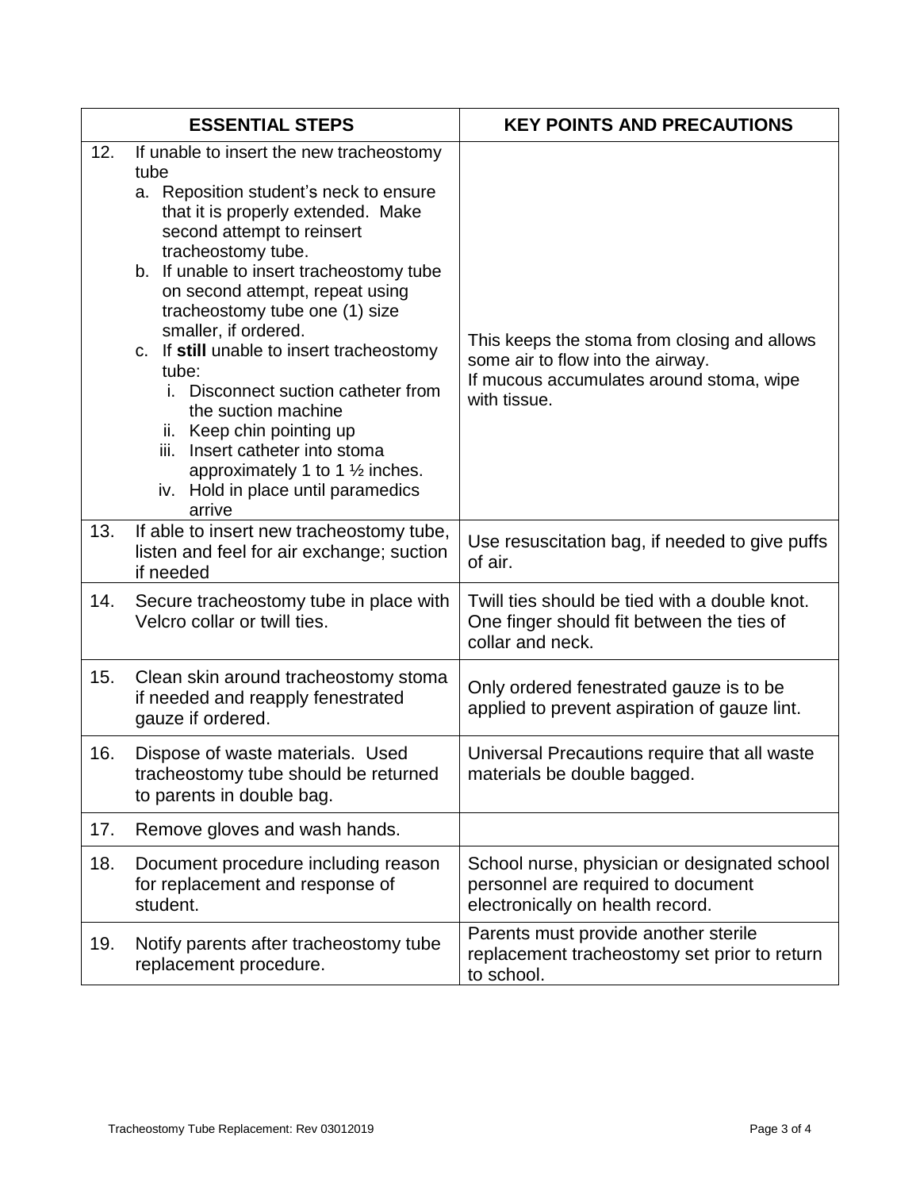| ESSENTIAL STEPS | KEY POINTS AND PRECAUTIONS |
|---|---|
| 12. If unable to insert the new tracheostomy tube<br>a. Reposition student's neck to ensure that it is properly extended. Make second attempt to reinsert tracheostomy tube.<br>b. If unable to insert tracheostomy tube on second attempt, repeat using tracheostomy tube one (1) size smaller, if ordered.<br>c. If **still** unable to insert tracheostomy tube:<br>i. Disconnect suction catheter from the suction machine<br>ii. Keep chin pointing up<br>iii. Insert catheter into stoma approximately 1 to 1 ½ inches.<br>iv. Hold in place until paramedics arrive | This keeps the stoma from closing and allows some air to flow into the airway.<br>If mucous accumulates around stoma, wipe with tissue. |
| 13. If able to insert new tracheostomy tube, listen and feel for air exchange; suction if needed | Use resuscitation bag, if needed to give puffs of air. |
| 14. Secure tracheostomy tube in place with Velcro collar or twill ties. | Twill ties should be tied with a double knot. One finger should fit between the ties of collar and neck. |
| 15. Clean skin around tracheostomy stoma if needed and reapply fenestrated gauze if ordered. | Only ordered fenestrated gauze is to be applied to prevent aspiration of gauze lint. |
| 16. Dispose of waste materials. Used tracheostomy tube should be returned to parents in double bag. | Universal Precautions require that all waste materials be double bagged. |
| 17. Remove gloves and wash hands. | |
| 18. Document procedure including reason for replacement and response of student. | School nurse, physician or designated school personnel are required to document electronically on health record. |
| 19. Notify parents after tracheostomy tube replacement procedure. | Parents must provide another sterile replacement tracheostomy set prior to return to school. |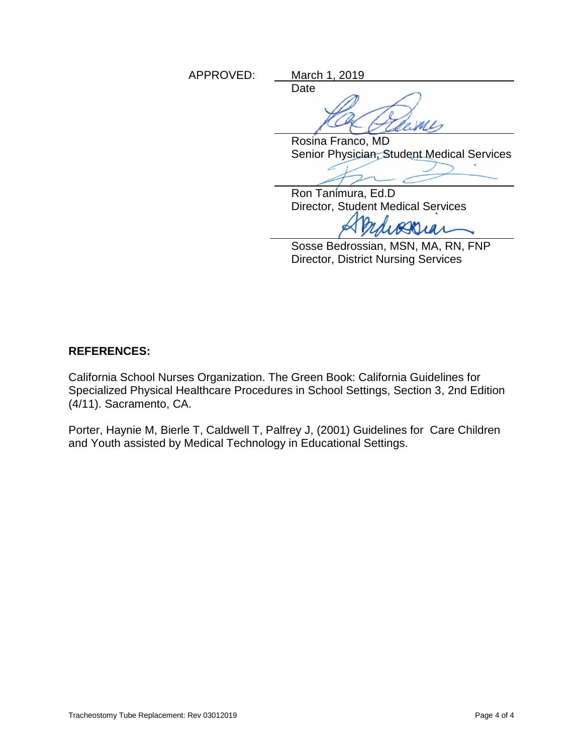APPROVED: March 1, 2019
Date

Rosina Franco, MD
Senior Physician, Student Medical Services

Ron Tanimura, Ed.D
Director, Student Medical Services

Sosse Bedrossian, MSN, MA, RN, FNP
Director, District Nursing Services

**REFERENCES:**

California School Nurses Organization. The Green Book: California Guidelines for Specialized Physical Healthcare Procedures in School Settings, Section 3, 2nd Edition (4/11). Sacramento, CA.

Porter, Haynie M, Bierle T, Caldwell T, Palfrey J, (2001) Guidelines for Care Children and Youth assisted by Medical Technology in Educational Settings.